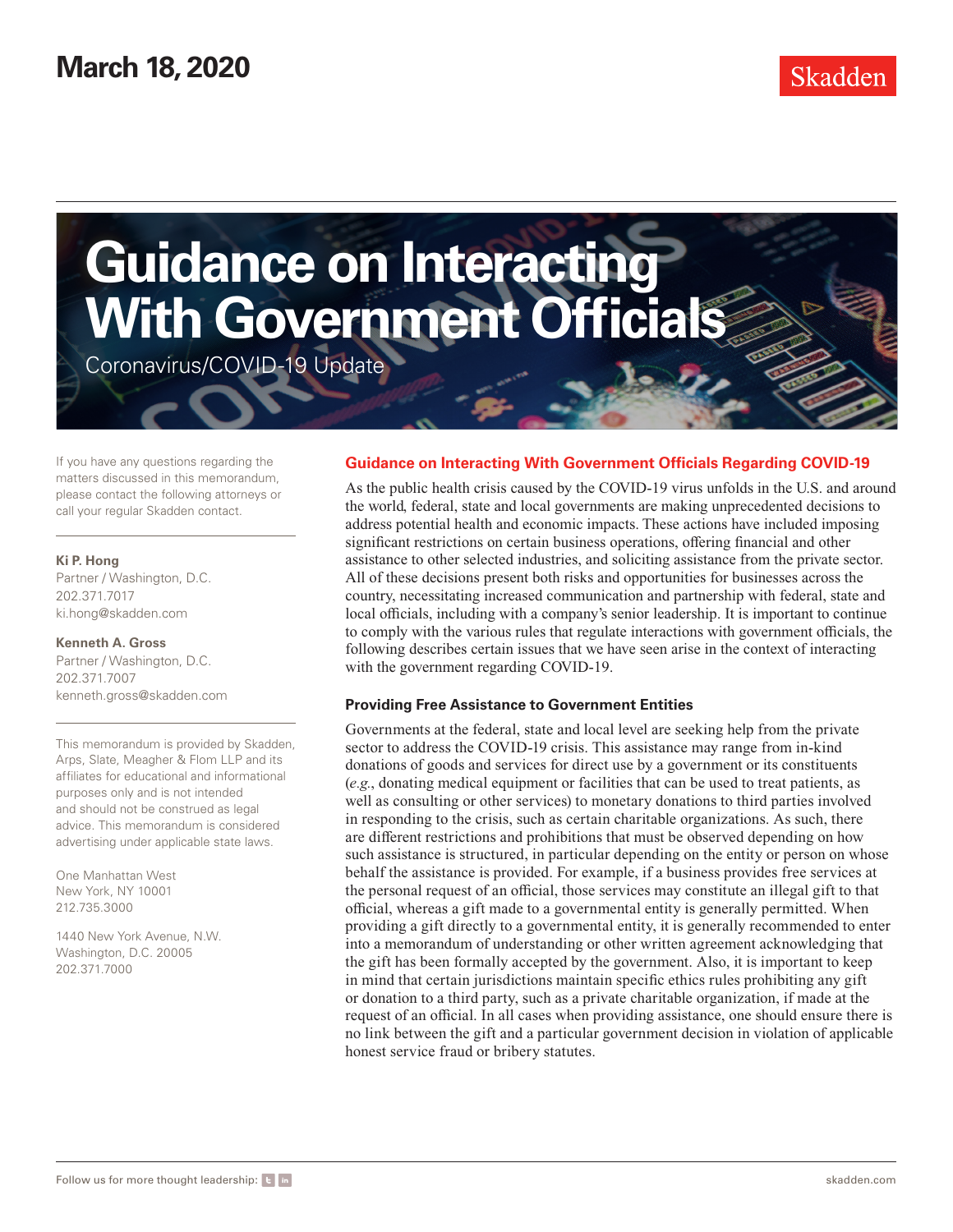March 18, 2020

# Guidance on Interacting With Government Officials

Coronavirus/COVID-19 Update

If you have any questions regarding the matters discussed in this memorandum, please contact the following attorneys or call your regular Skadden contact.

**Ki P. Hong**
Partner / Washington, D.C.
202.371.7017
ki.hong@skadden.com

**Kenneth A. Gross**
Partner / Washington, D.C.
202.371.7007
kenneth.gross@skadden.com

This memorandum is provided by Skadden, Arps, Slate, Meagher & Flom LLP and its affiliates for educational and informational purposes only and is not intended and should not be construed as legal advice. This memorandum is considered advertising under applicable state laws.

One Manhattan West
New York, NY 10001
212.735.3000

1440 New York Avenue, N.W.
Washington, D.C. 20005
202.371.7000

## Guidance on Interacting With Government Officials Regarding COVID-19

As the public health crisis caused by the COVID-19 virus unfolds in the U.S. and around the world, federal, state and local governments are making unprecedented decisions to address potential health and economic impacts. These actions have included imposing significant restrictions on certain business operations, offering financial and other assistance to other selected industries, and soliciting assistance from the private sector. All of these decisions present both risks and opportunities for businesses across the country, necessitating increased communication and partnership with federal, state and local officials, including with a company's senior leadership. It is important to continue to comply with the various rules that regulate interactions with government officials, the following describes certain issues that we have seen arise in the context of interacting with the government regarding COVID-19.

### Providing Free Assistance to Government Entities

Governments at the federal, state and local level are seeking help from the private sector to address the COVID-19 crisis. This assistance may range from in-kind donations of goods and services for direct use by a government or its constituents (*e.g.*, donating medical equipment or facilities that can be used to treat patients, as well as consulting or other services) to monetary donations to third parties involved in responding to the crisis, such as certain charitable organizations. As such, there are different restrictions and prohibitions that must be observed depending on how such assistance is structured, in particular depending on the entity or person on whose behalf the assistance is provided. For example, if a business provides free services at the personal request of an official, those services may constitute an illegal gift to that official, whereas a gift made to a governmental entity is generally permitted. When providing a gift directly to a governmental entity, it is generally recommended to enter into a memorandum of understanding or other written agreement acknowledging that the gift has been formally accepted by the government. Also, it is important to keep in mind that certain jurisdictions maintain specific ethics rules prohibiting any gift or donation to a third party, such as a private charitable organization, if made at the request of an official. In all cases when providing assistance, one should ensure there is no link between the gift and a particular government decision in violation of applicable honest service fraud or bribery statutes.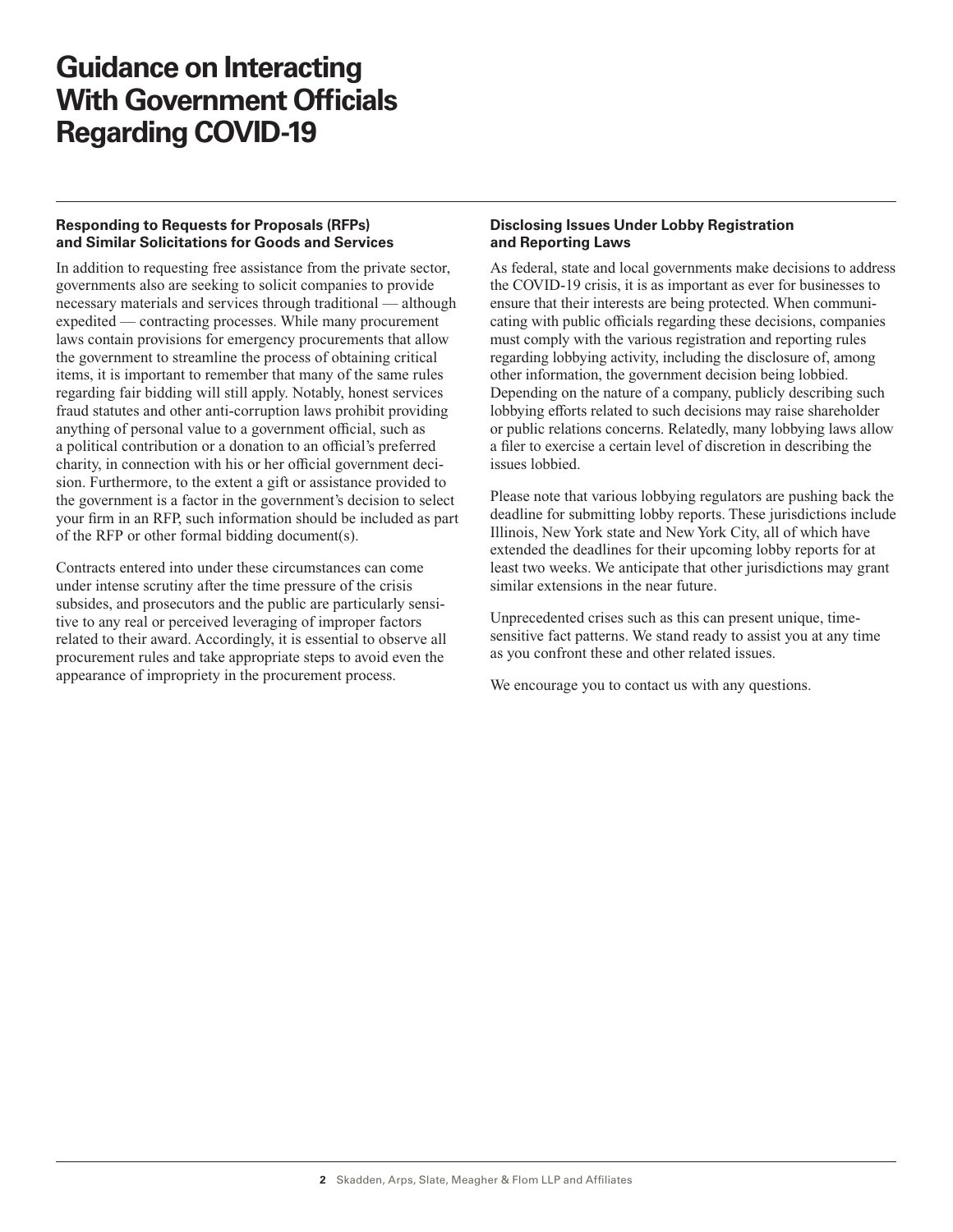# Guidance on Interacting With Government Officials Regarding COVID-19

### Responding to Requests for Proposals (RFPs) and Similar Solicitations for Goods and Services

In addition to requesting free assistance from the private sector, governments also are seeking to solicit companies to provide necessary materials and services through traditional — although expedited — contracting processes. While many procurement laws contain provisions for emergency procurements that allow the government to streamline the process of obtaining critical items, it is important to remember that many of the same rules regarding fair bidding will still apply. Notably, honest services fraud statutes and other anti-corruption laws prohibit providing anything of personal value to a government official, such as a political contribution or a donation to an official's preferred charity, in connection with his or her official government decision. Furthermore, to the extent a gift or assistance provided to the government is a factor in the government's decision to select your firm in an RFP, such information should be included as part of the RFP or other formal bidding document(s).

Contracts entered into under these circumstances can come under intense scrutiny after the time pressure of the crisis subsides, and prosecutors and the public are particularly sensitive to any real or perceived leveraging of improper factors related to their award. Accordingly, it is essential to observe all procurement rules and take appropriate steps to avoid even the appearance of impropriety in the procurement process.

### Disclosing Issues Under Lobby Registration and Reporting Laws

As federal, state and local governments make decisions to address the COVID-19 crisis, it is as important as ever for businesses to ensure that their interests are being protected. When communicating with public officials regarding these decisions, companies must comply with the various registration and reporting rules regarding lobbying activity, including the disclosure of, among other information, the government decision being lobbied. Depending on the nature of a company, publicly describing such lobbying efforts related to such decisions may raise shareholder or public relations concerns. Relatedly, many lobbying laws allow a filer to exercise a certain level of discretion in describing the issues lobbied.

Please note that various lobbying regulators are pushing back the deadline for submitting lobby reports. These jurisdictions include Illinois, New York state and New York City, all of which have extended the deadlines for their upcoming lobby reports for at least two weeks. We anticipate that other jurisdictions may grant similar extensions in the near future.

Unprecedented crises such as this can present unique, time-sensitive fact patterns. We stand ready to assist you at any time as you confront these and other related issues.

We encourage you to contact us with any questions.